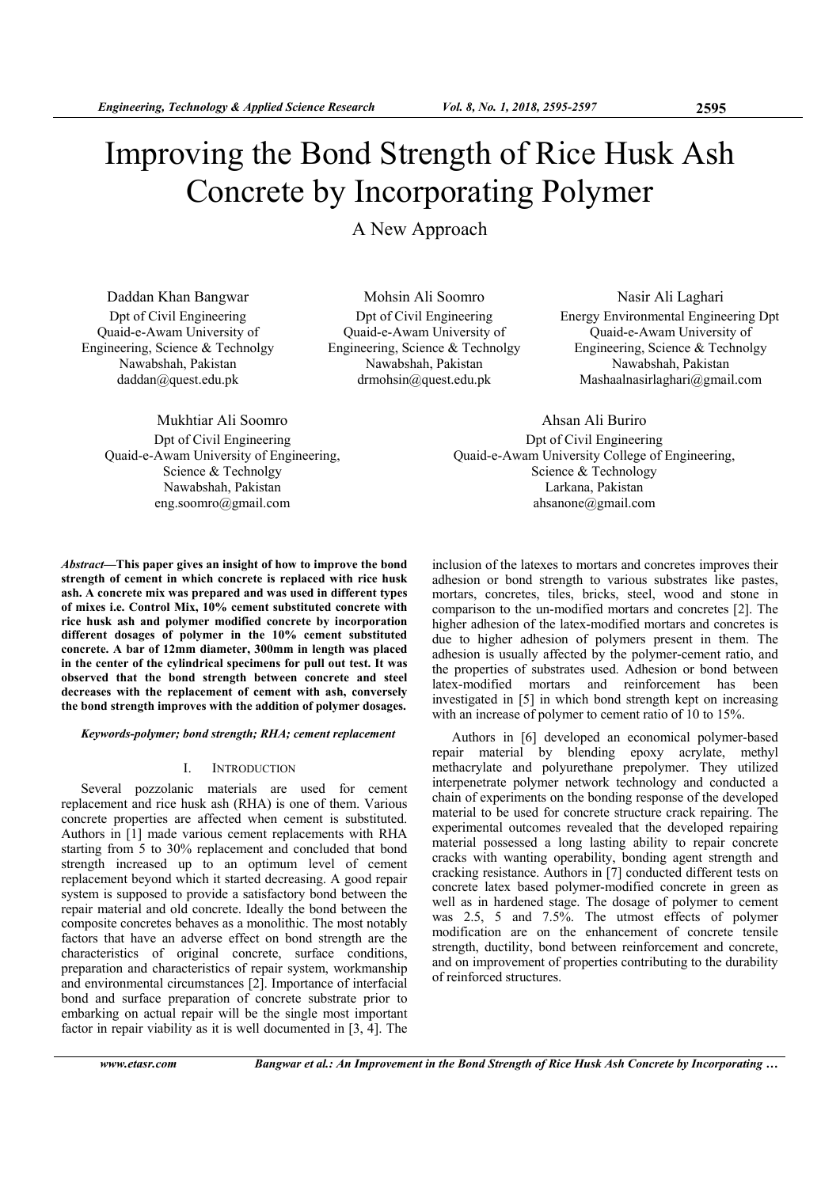# Improving the Bond Strength of Rice Husk Ash Concrete by Incorporating Polymer

## A New Approach

**Daddan Khan Bangwar**
Dpt of Civil Engineering
Quaid-e-Awam University of Engineering, Science & Technolgy
Nawabshah, Pakistan
daddan@quest.edu.pk

**Mohsin Ali Soomro**
Dpt of Civil Engineering
Quaid-e-Awam University of Engineering, Science & Technolgy
Nawabshah, Pakistan
drmohsin@quest.edu.pk

**Nasir Ali Laghari**
Energy Environmental Engineering Dpt
Quaid-e-Awam University of Engineering, Science & Technolgy
Nawabshah, Pakistan
Mashaalnasirlaghari@gmail.com

**Mukhtiar Ali Soomro**
Dpt of Civil Engineering
Quaid-e-Awam University of Engineering, Science & Technolgy
Nawabshah, Pakistan
eng.soomro@gmail.com

**Ahsan Ali Buriro**
Dpt of Civil Engineering
Quaid-e-Awam University College of Engineering, Science & Technology
Larkana, Pakistan
ahsanone@gmail.com

***Abstract*—This paper gives an insight of how to improve the bond strength of cement in which concrete is replaced with rice husk ash. A concrete mix was prepared and was used in different types of mixes i.e. Control Mix, 10% cement substituted concrete with rice husk ash and polymer modified concrete by incorporation different dosages of polymer in the 10% cement substituted concrete. A bar of 12mm diameter, 300mm in length was placed in the center of the cylindrical specimens for pull out test. It was observed that the bond strength between concrete and steel decreases with the replacement of cement with ash, conversely the bond strength improves with the addition of polymer dosages.**

***Keywords-polymer; bond strength; RHA; cement replacement***

## I. Introduction

Several pozzolanic materials are used for cement replacement and rice husk ash (RHA) is one of them. Various concrete properties are affected when cement is substituted. Authors in [1] made various cement replacements with RHA starting from 5 to 30% replacement and concluded that bond strength increased up to an optimum level of cement replacement beyond which it started decreasing. A good repair system is supposed to provide a satisfactory bond between the repair material and old concrete. Ideally the bond between the composite concretes behaves as a monolithic. The most notably factors that have an adverse effect on bond strength are the characteristics of original concrete, surface conditions, preparation and characteristics of repair system, workmanship and environmental circumstances [2]. Importance of interfacial bond and surface preparation of concrete substrate prior to embarking on actual repair will be the single most important factor in repair viability as it is well documented in [3, 4]. The inclusion of the latexes to mortars and concretes improves their adhesion or bond strength to various substrates like pastes, mortars, concretes, tiles, bricks, steel, wood and stone in comparison to the un-modified mortars and concretes [2]. The higher adhesion of the latex-modified mortars and concretes is due to higher adhesion of polymers present in them. The adhesion is usually affected by the polymer-cement ratio, and the properties of substrates used. Adhesion or bond between latex-modified mortars and reinforcement has been investigated in [5] in which bond strength kept on increasing with an increase of polymer to cement ratio of 10 to 15%.

Authors in [6] developed an economical polymer-based repair material by blending epoxy acrylate, methyl methacrylate and polyurethane prepolymer. They utilized interpenetrate polymer network technology and conducted a chain of experiments on the bonding response of the developed material to be used for concrete structure crack repairing. The experimental outcomes revealed that the developed repairing material possessed a long lasting ability to repair concrete cracks with wanting operability, bonding agent strength and cracking resistance. Authors in [7] conducted different tests on concrete latex based polymer-modified concrete in green as well as in hardened stage. The dosage of polymer to cement was 2.5, 5 and 7.5%. The utmost effects of polymer modification are on the enhancement of concrete tensile strength, ductility, bond between reinforcement and concrete, and on improvement of properties contributing to the durability of reinforced structures.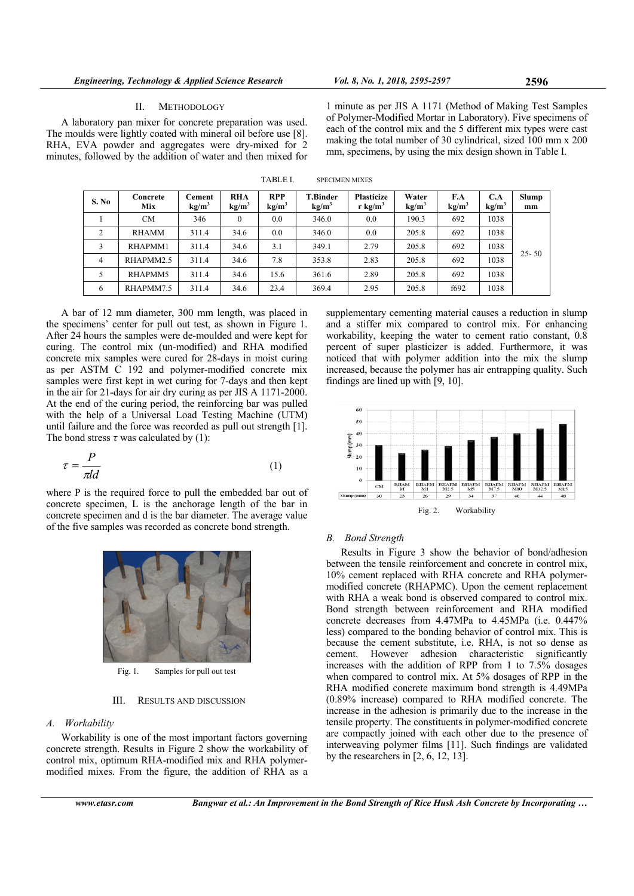## II. METHODOLOGY

A laboratory pan mixer for concrete preparation was used. The moulds were lightly coated with mineral oil before use [8]. RHA, EVA powder and aggregates were dry-mixed for 2 minutes, followed by the addition of water and then mixed for 1 minute as per JIS A 1171 (Method of Making Test Samples of Polymer-Modified Mortar in Laboratory). Five specimens of each of the control mix and the 5 different mix types were cast making the total number of 30 cylindrical, sized 100 mm x 200 mm, specimens, by using the mix design shown in Table I.

TABLE I. SPECIMEN MIXES

| S. No | Concrete Mix | Cement $kg/m^3$ | RHA $kg/m^3$ | RPP $kg/m^3$ | T.Binder $kg/m^3$ | Plasticizer $kg/m^3$ | Water $kg/m^3$ | F.A $kg/m^3$ | C.A $kg/m^3$ | Slump mm |
|---|---|---|---|---|---|---|---|---|---|---|
| 1 | CM | 346 | 0 | 0.0 | 346.0 | 0.0 | 190.3 | 692 | 1038 | 25- 50 |
| 2 | RHAMM | 311.4 | 34.6 | 0.0 | 346.0 | 0.0 | 205.8 | 692 | 1038 | |
| 3 | RHAPMM1 | 311.4 | 34.6 | 3.1 | 349.1 | 2.79 | 205.8 | 692 | 1038 | |
| 4 | RHAPMM2.5 | 311.4 | 34.6 | 7.8 | 353.8 | 2.83 | 205.8 | 692 | 1038 | |
| 5 | RHAPMM5 | 311.4 | 34.6 | 15.6 | 361.6 | 2.89 | 205.8 | 692 | 1038 | |
| 6 | RHAPMM7.5 | 311.4 | 34.6 | 23.4 | 369.4 | 2.95 | 205.8 | f692 | 1038 | |

A bar of 12 mm diameter, 300 mm length, was placed in the specimens' center for pull out test, as shown in Figure 1. After 24 hours the samples were de-moulded and were kept for curing. The control mix (un-modified) and RHA modified concrete mix samples were cured for 28-days in moist curing as per ASTM C 192 and polymer-modified concrete mix samples were first kept in wet curing for 7-days and then kept in the air for 21-days for air dry curing as per JIS A 1171-2000. At the end of the curing period, the reinforcing bar was pulled with the help of a Universal Load Testing Machine (UTM) until failure and the force was recorded as pull out strength [1]. The bond stress $\tau$ was calculated by (1):

$$\tau = \frac{P}{\pi l d} \tag{1}$$

where P is the required force to pull the embedded bar out of concrete specimen, L is the anchorage length of the bar in concrete specimen and d is the bar diameter. The average value of the five samples was recorded as concrete bond strength.

Fig. 1. Samples for pull out test

## III. RESULTS AND DISCUSSION

### A. Workability

Workability is one of the most important factors governing concrete strength. Results in Figure 2 show the workability of control mix, optimum RHA-modified mix and RHA polymer-modified mixes. From the figure, the addition of RHA as a supplementary cementing material causes a reduction in slump and a stiffer mix compared to control mix. For enhancing workability, keeping the water to cement ratio constant, 0.8 percent of super plasticizer is added. Furthermore, it was noticed that with polymer addition into the mix the slump increased, because the polymer has air entrapping quality. Such findings are lined up with [9, 10].

| | CM | RHAMM | RHAPMM1 | RHAPMM2.5 | RHAPMM5 | RHAPMM7.5 | RHAPMM10 | RHAPMM12.5 | RHAPMM15 |
|---|---|---|---|---|---|---|---|---|---|
| Slump (mm) | 30 | 23 | 26 | 29 | 34 | 37 | 40 | 44 | 48 |

Fig. 2. Workability

### B. Bond Strength

Results in Figure 3 show the behavior of bond/adhesion between the tensile reinforcement and concrete in control mix, 10% cement replaced with RHA concrete and RHA polymer-modified concrete (RHAPMC). Upon the cement replacement with RHA a weak bond is observed compared to control mix. Bond strength between reinforcement and RHA modified concrete decreases from 4.47MPa to 4.45MPa (i.e. 0.447% less) compared to the bonding behavior of control mix. This is because the cement substitute, i.e. RHA, is not so dense as cement. However adhesion characteristic significantly increases with the addition of RPP from 1 to 7.5% dosages when compared to control mix. At 5% dosages of RPP in the RHA modified concrete maximum bond strength is 4.49MPa (0.89% increase) compared to RHA modified concrete. The increase in the adhesion is primarily due to the increase in the tensile property. The constituents in polymer-modified concrete are compactly joined with each other due to the presence of interweaving polymer films [11]. Such findings are validated by the researchers in [2, 6, 12, 13].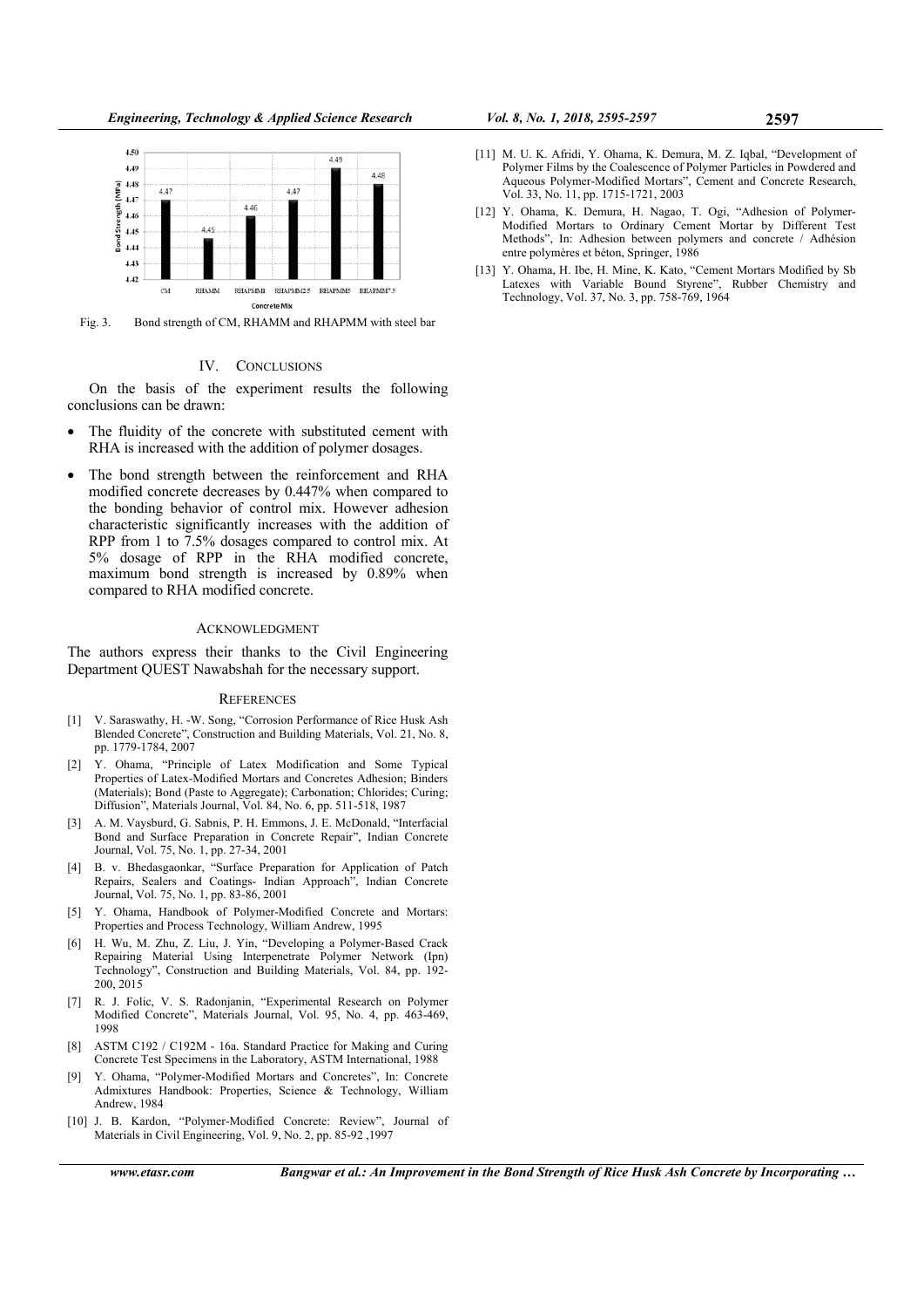4.50
4.49
4.48
4.47
4.46
4.45
4.44
4.43
4.42

Bond Strength (MPa)

4.47
4.45
4.46
4.47
4.49
4.48

CM RHAMM RHAPMM1 RHAPMM2.5 RHAPMM5 RHAPMM7.5

Concrete Mix

Fig. 3. Bond strength of CM, RHAMM and RHAPMM with steel bar

## IV. CONCLUSIONS

On the basis of the experiment results the following conclusions can be drawn:

- The fluidity of the concrete with substituted cement with RHA is increased with the addition of polymer dosages.
- The bond strength between the reinforcement and RHA modified concrete decreases by 0.447% when compared to the bonding behavior of control mix. However adhesion characteristic significantly increases with the addition of RPP from 1 to 7.5% dosages compared to control mix. At 5% dosage of RPP in the RHA modified concrete, maximum bond strength is increased by 0.89% when compared to RHA modified concrete.

## ACKNOWLEDGMENT

The authors express their thanks to the Civil Engineering Department QUEST Nawabshah for the necessary support.

## REFERENCES

[1] V. Saraswathy, H. -W. Song, "Corrosion Performance of Rice Husk Ash Blended Concrete", Construction and Building Materials, Vol. 21, No. 8, pp. 1779-1784, 2007

[2] Y. Ohama, "Principle of Latex Modification and Some Typical Properties of Latex-Modified Mortars and Concretes Adhesion; Binders (Materials); Bond (Paste to Aggregate); Carbonation; Chlorides; Curing; Diffusion", Materials Journal, Vol. 84, No. 6, pp. 511-518, 1987

[3] A. M. Vaysburd, G. Sabnis, P. H. Emmons, J. E. McDonald, "Interfacial Bond and Surface Preparation in Concrete Repair", Indian Concrete Journal, Vol. 75, No. 1, pp. 27-34, 2001

[4] B. v. Bhedasgaonkar, "Surface Preparation for Application of Patch Repairs, Sealers and Coatings- Indian Approach", Indian Concrete Journal, Vol. 75, No. 1, pp. 83-86, 2001

[5] Y. Ohama, Handbook of Polymer-Modified Concrete and Mortars: Properties and Process Technology, William Andrew, 1995

[6] H. Wu, M. Zhu, Z. Liu, J. Yin, "Developing a Polymer-Based Crack Repairing Material Using Interpenetrate Polymer Network (Ipn) Technology", Construction and Building Materials, Vol. 84, pp. 192-200, 2015

[7] R. J. Folic, V. S. Radonjanin, "Experimental Research on Polymer Modified Concrete", Materials Journal, Vol. 95, No. 4, pp. 463-469, 1998

[8] ASTM C192 / C192M - 16a. Standard Practice for Making and Curing Concrete Test Specimens in the Laboratory, ASTM International, 1988

[9] Y. Ohama, "Polymer-Modified Mortars and Concretes", In: Concrete Admixtures Handbook: Properties, Science & Technology, William Andrew, 1984

[10] J. B. Kardon, "Polymer-Modified Concrete: Review", Journal of Materials in Civil Engineering, Vol. 9, No. 2, pp. 85-92 ,1997

[11] M. U. K. Afridi, Y. Ohama, K. Demura, M. Z. Iqbal, "Development of Polymer Films by the Coalescence of Polymer Particles in Powdered and Aqueous Polymer-Modified Mortars", Cement and Concrete Research, Vol. 33, No. 11, pp. 1715-1721, 2003

[12] Y. Ohama, K. Demura, H. Nagao, T. Ogi, "Adhesion of Polymer-Modified Mortars to Ordinary Cement Mortar by Different Test Methods", In: Adhesion between polymers and concrete / Adhésion entre polymères et béton, Springer, 1986

[13] Y. Ohama, H. Ibe, H. Mine, K. Kato, "Cement Mortars Modified by Sb Latexes with Variable Bound Styrene", Rubber Chemistry and Technology, Vol. 37, No. 3, pp. 758-769, 1964